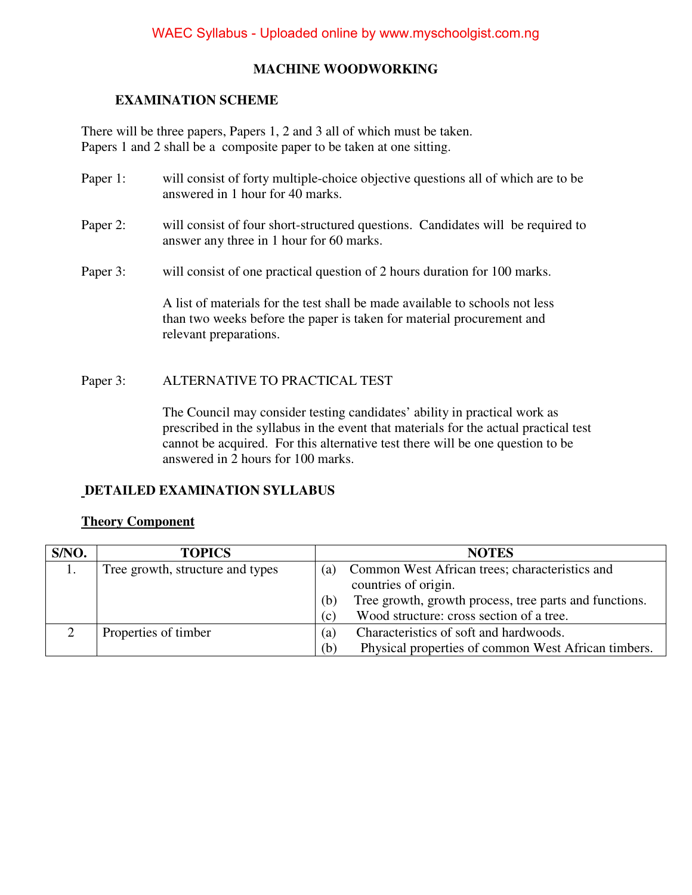# MACHINE WOODWORKING

## EXAMINATION SCHEME

There will be three papers, Papers 1, 2 and 3 all of which must be taken.
Papers 1 and 2 shall be a composite paper to be taken at one sitting.

Paper 1: will consist of forty multiple-choice objective questions all of which are to be answered in 1 hour for 40 marks.

Paper 2: will consist of four short-structured questions. Candidates will be required to answer any three in 1 hour for 60 marks.

Paper 3: will consist of one practical question of 2 hours duration for 100 marks.

A list of materials for the test shall be made available to schools not less than two weeks before the paper is taken for material procurement and relevant preparations.

Paper 3: ALTERNATIVE TO PRACTICAL TEST

The Council may consider testing candidates' ability in practical work as prescribed in the syllabus in the event that materials for the actual practical test cannot be acquired. For this alternative test there will be one question to be answered in 2 hours for 100 marks.

## DETAILED EXAMINATION SYLLABUS

**Theory Component**

| S/NO. | TOPICS | NOTES |
|---|---|---|
| 1. | Tree growth, structure and types | (a) Common West African trees; characteristics and countries of origin.<br>(b) Tree growth, growth process, tree parts and functions.<br>(c) Wood structure: cross section of a tree. |
| 2 | Properties of timber | (a) Characteristics of soft and hardwoods.<br>(b) Physical properties of common West African timbers. |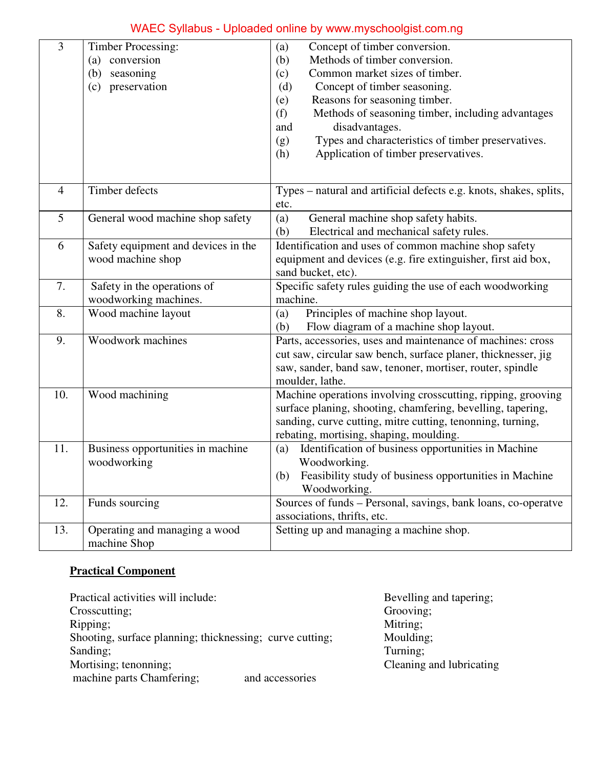| | | |
|---|---|---|
| 3 | Timber Processing:<br>(a) conversion<br>(b) seasoning<br>(c) preservation | (a) Concept of timber conversion.<br>(b) Methods of timber conversion.<br>(c) Common market sizes of timber.<br>(d) Concept of timber seasoning.<br>(e) Reasons for seasoning timber.<br>(f) Methods of seasoning timber, including advantages and disadvantages.<br>(g) Types and characteristics of timber preservatives.<br>(h) Application of timber preservatives. |
| 4 | Timber defects | Types – natural and artificial defects e.g. knots, shakes, splits, etc. |
| 5 | General wood machine shop safety | (a) General machine shop safety habits.<br>(b) Electrical and mechanical safety rules. |
| 6 | Safety equipment and devices in the wood machine shop | Identification and uses of common machine shop safety equipment and devices (e.g. fire extinguisher, first aid box, sand bucket, etc). |
| 7. | Safety in the operations of woodworking machines. | Specific safety rules guiding the use of each woodworking machine. |
| 8. | Wood machine layout | (a) Principles of machine shop layout.<br>(b) Flow diagram of a machine shop layout. |
| 9. | Woodwork machines | Parts, accessories, uses and maintenance of machines: cross cut saw, circular saw bench, surface planer, thicknesser, jig saw, sander, band saw, tenoner, mortiser, router, spindle moulder, lathe. |
| 10. | Wood machining | Machine operations involving crosscutting, ripping, grooving surface planing, shooting, chamfering, bevelling, tapering, sanding, curve cutting, mitre cutting, tenonning, turning, rebating, mortising, shaping, moulding. |
| 11. | Business opportunities in machine woodworking | (a) Identification of business opportunities in Machine Woodworking.<br>(b) Feasibility study of business opportunities in Machine Woodworking. |
| 12. | Funds sourcing | Sources of funds – Personal, savings, bank loans, co-operatve associations, thrifts, etc. |
| 13. | Operating and managing a wood machine Shop | Setting up and managing a machine shop. |

**Practical Component**

Practical activities will include:
Crosscutting;
Ripping;
Shooting, surface planning; thicknessing; curve cutting;
Sanding;
Mortising; tenonning;
Chamfering;
Bevelling and tapering;
Grooving;
Mitring;
Moulding;
Turning;
Cleaning and lubricating machine parts and accessories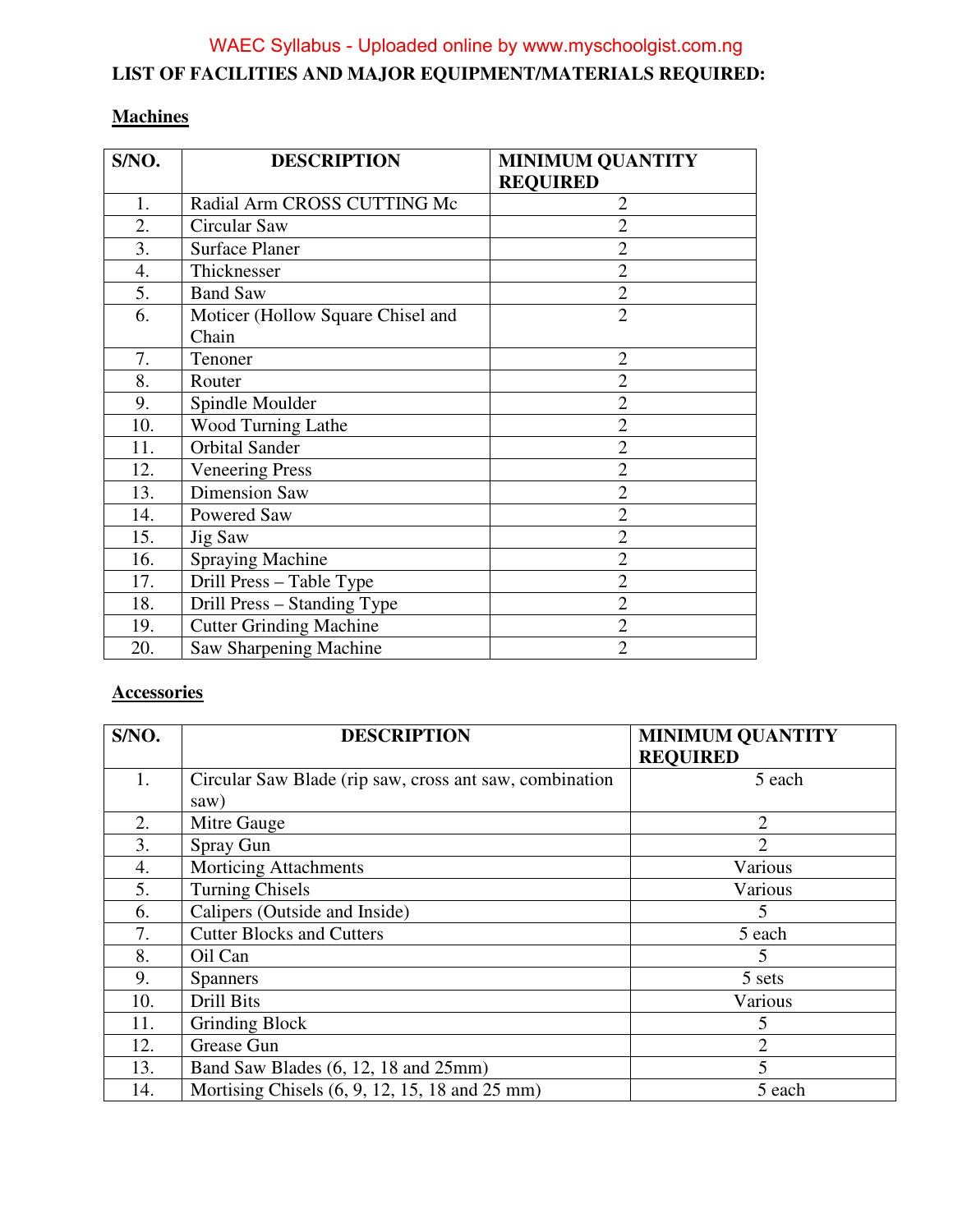## LIST OF FACILITIES AND MAJOR EQUIPMENT/MATERIALS REQUIRED:

### Machines

| S/NO. | DESCRIPTION | MINIMUM QUANTITY REQUIRED |
|---|---|---|
| 1. | Radial Arm CROSS CUTTING Mc | 2 |
| 2. | Circular Saw | 2 |
| 3. | Surface Planer | 2 |
| 4. | Thicknesser | 2 |
| 5. | Band Saw | 2 |
| 6. | Moticer (Hollow Square Chisel and Chain | 2 |
| 7. | Tenoner | 2 |
| 8. | Router | 2 |
| 9. | Spindle Moulder | 2 |
| 10. | Wood Turning Lathe | 2 |
| 11. | Orbital Sander | 2 |
| 12. | Veneering Press | 2 |
| 13. | Dimension Saw | 2 |
| 14. | Powered Saw | 2 |
| 15. | Jig Saw | 2 |
| 16. | Spraying Machine | 2 |
| 17. | Drill Press – Table Type | 2 |
| 18. | Drill Press – Standing Type | 2 |
| 19. | Cutter Grinding Machine | 2 |
| 20. | Saw Sharpening Machine | 2 |

### Accessories

| S/NO. | DESCRIPTION | MINIMUM QUANTITY REQUIRED |
|---|---|---|
| 1. | Circular Saw Blade (rip saw, cross ant saw, combination saw) | 5 each |
| 2. | Mitre Gauge | 2 |
| 3. | Spray Gun | 2 |
| 4. | Morticing Attachments | Various |
| 5. | Turning Chisels | Various |
| 6. | Calipers (Outside and Inside) | 5 |
| 7. | Cutter Blocks and Cutters | 5 each |
| 8. | Oil Can | 5 |
| 9. | Spanners | 5 sets |
| 10. | Drill Bits | Various |
| 11. | Grinding Block | 5 |
| 12. | Grease Gun | 2 |
| 13. | Band Saw Blades (6, 12, 18 and 25mm) | 5 |
| 14. | Mortising Chisels (6, 9, 12, 15, 18 and 25 mm) | 5 each |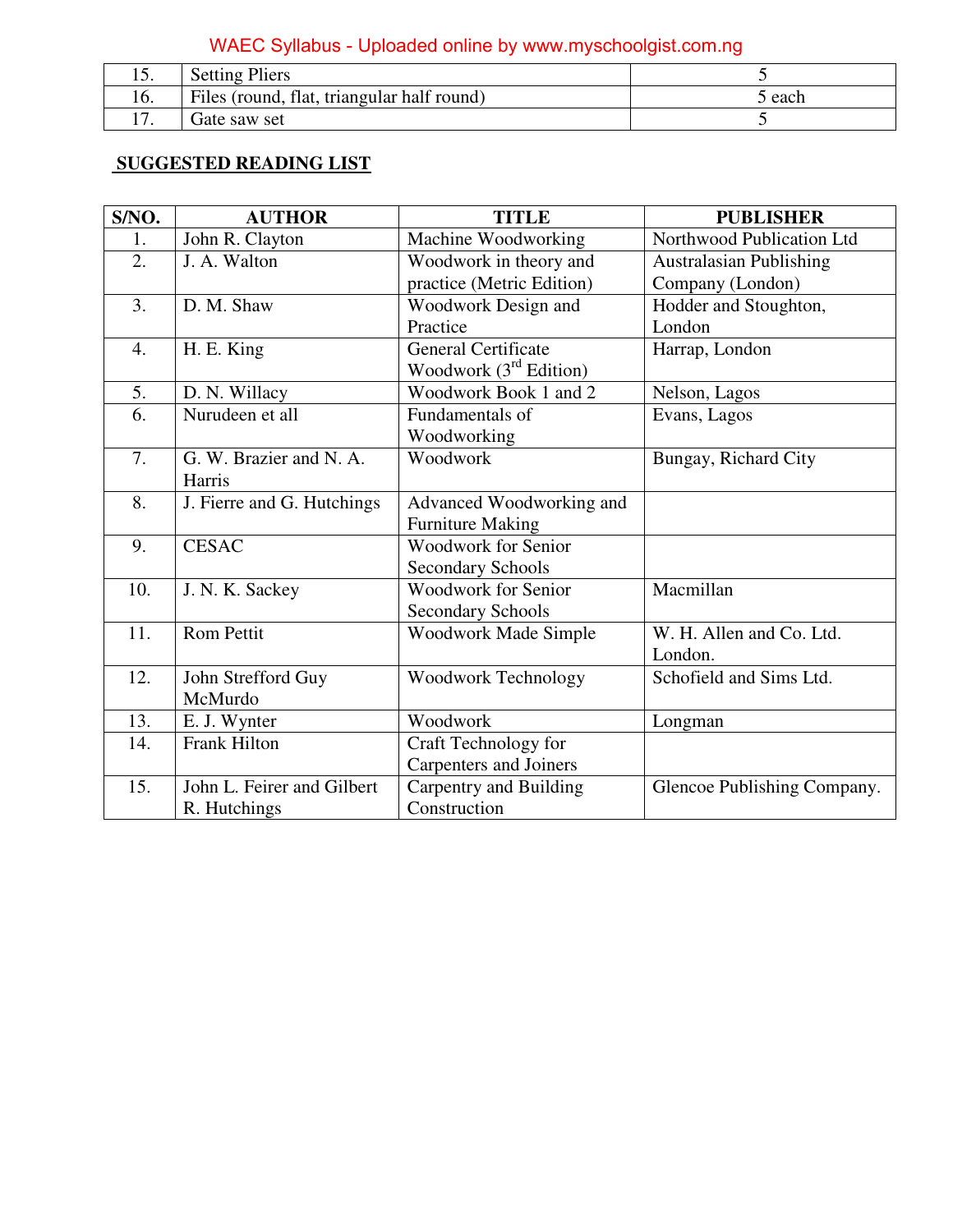| | | |
|---|---|---|
| 15. | Setting Pliers | 5 |
| 16. | Files (round, flat, triangular half round) | 5 each |
| 17. | Gate saw set | 5 |

**SUGGESTED READING LIST**

| S/NO. | AUTHOR | TITLE | PUBLISHER |
|---|---|---|---|
| 1. | John R. Clayton | Machine Woodworking | Northwood Publication Ltd |
| 2. | J. A. Walton | Woodwork in theory and practice (Metric Edition) | Australasian Publishing Company (London) |
| 3. | D. M. Shaw | Woodwork Design and Practice | Hodder and Stoughton, London |
| 4. | H. E. King | General Certificate Woodwork (3rd Edition) | Harrap, London |
| 5. | D. N. Willacy | Woodwork Book 1 and 2 | Nelson, Lagos |
| 6. | Nurudeen et all | Fundamentals of Woodworking | Evans, Lagos |
| 7. | G. W. Brazier and N. A. Harris | Woodwork | Bungay, Richard City |
| 8. | J. Fierre and G. Hutchings | Advanced Woodworking and Furniture Making | |
| 9. | CESAC | Woodwork for Senior Secondary Schools | |
| 10. | J. N. K. Sackey | Woodwork for Senior Secondary Schools | Macmillan |
| 11. | Rom Pettit | Woodwork Made Simple | W. H. Allen and Co. Ltd. London. |
| 12. | John Strefford Guy McMurdo | Woodwork Technology | Schofield and Sims Ltd. |
| 13. | E. J. Wynter | Woodwork | Longman |
| 14. | Frank Hilton | Craft Technology for Carpenters and Joiners | |
| 15. | John L. Feirer and Gilbert R. Hutchings | Carpentry and Building Construction | Glencoe Publishing Company. |